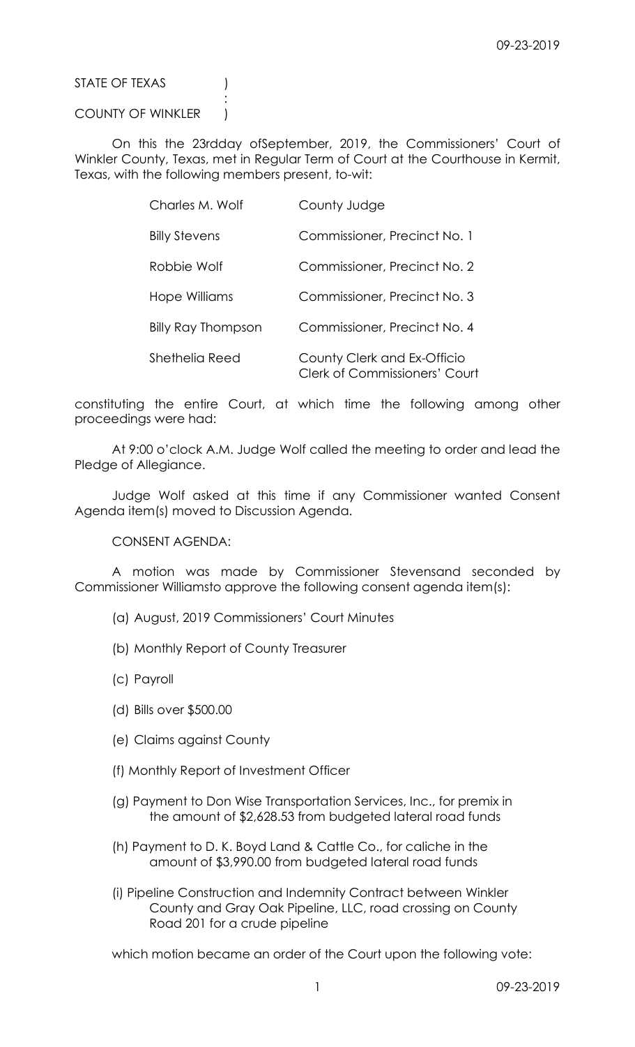STATE OF TEXAS )
:
COUNTY OF WINKLER )

On this the 23rdday ofSeptember, 2019, the Commissioners' Court of Winkler County, Texas, met in Regular Term of Court at the Courthouse in Kermit, Texas, with the following members present, to-wit:

| | |
|---|---|
| Charles M. Wolf | County Judge |
| Billy Stevens | Commissioner, Precinct No. 1 |
| Robbie Wolf | Commissioner, Precinct No. 2 |
| Hope Williams | Commissioner, Precinct No. 3 |
| Billy Ray Thompson | Commissioner, Precinct No. 4 |
| Shethelia Reed | County Clerk and Ex-Officio Clerk of Commissioners' Court |

constituting the entire Court, at which time the following among other proceedings were had:

At 9:00 o'clock A.M. Judge Wolf called the meeting to order and lead the Pledge of Allegiance.

Judge Wolf asked at this time if any Commissioner wanted Consent Agenda item(s) moved to Discussion Agenda.

CONSENT AGENDA:

A motion was made by Commissioner Stevensand seconded by Commissioner Williamsto approve the following consent agenda item(s):

(a) August, 2019 Commissioners' Court Minutes

(b) Monthly Report of County Treasurer

(c) Payroll

(d) Bills over $500.00

(e) Claims against County

(f) Monthly Report of Investment Officer

(g) Payment to Don Wise Transportation Services, Inc., for premix in the amount of $2,628.53 from budgeted lateral road funds

(h) Payment to D. K. Boyd Land & Cattle Co., for caliche in the amount of $3,990.00 from budgeted lateral road funds

(i) Pipeline Construction and Indemnity Contract between Winkler County and Gray Oak Pipeline, LLC, road crossing on County Road 201 for a crude pipeline

which motion became an order of the Court upon the following vote: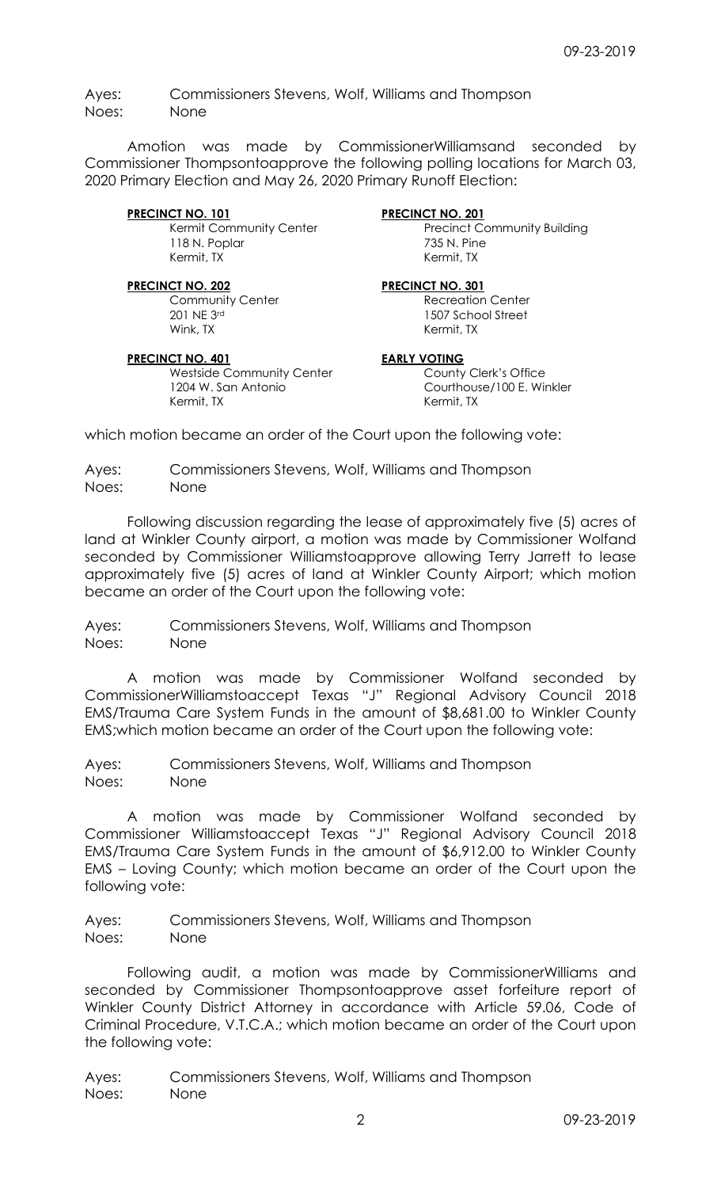Ayes: Commissioners Stevens, Wolf, Williams and Thompson
Noes: None

Amotion was made by CommissionerWilliamsand seconded by Commissioner Thompsontoapprove the following polling locations for March 03, 2020 Primary Election and May 26, 2020 Primary Runoff Election:

**PRECINCT NO. 101**
Kermit Community Center
118 N. Poplar
Kermit, TX

**PRECINCT NO. 201**
Precinct Community Building
735 N. Pine
Kermit, TX

**PRECINCT NO. 202**
Community Center
201 NE 3rd
Wink, TX

**PRECINCT NO. 301**
Recreation Center
1507 School Street
Kermit, TX

**PRECINCT NO. 401**
Westside Community Center
1204 W. San Antonio
Kermit, TX

**EARLY VOTING**
County Clerk's Office
Courthouse/100 E. Winkler
Kermit, TX

which motion became an order of the Court upon the following vote:

Ayes: Commissioners Stevens, Wolf, Williams and Thompson
Noes: None

Following discussion regarding the lease of approximately five (5) acres of land at Winkler County airport, a motion was made by Commissioner Wolfand seconded by Commissioner Williamstoapprove allowing Terry Jarrett to lease approximately five (5) acres of land at Winkler County Airport; which motion became an order of the Court upon the following vote:

Ayes: Commissioners Stevens, Wolf, Williams and Thompson
Noes: None

A motion was made by Commissioner Wolfand seconded by CommissionerWilliamstoaccept Texas "J" Regional Advisory Council 2018 EMS/Trauma Care System Funds in the amount of $8,681.00 to Winkler County EMS;which motion became an order of the Court upon the following vote:

Ayes: Commissioners Stevens, Wolf, Williams and Thompson
Noes: None

A motion was made by Commissioner Wolfand seconded by Commissioner Williamstoaccept Texas "J" Regional Advisory Council 2018 EMS/Trauma Care System Funds in the amount of $6,912.00 to Winkler County EMS – Loving County; which motion became an order of the Court upon the following vote:

Ayes: Commissioners Stevens, Wolf, Williams and Thompson
Noes: None

Following audit, a motion was made by CommissionerWilliams and seconded by Commissioner Thompsontoapprove asset forfeiture report of Winkler County District Attorney in accordance with Article 59.06, Code of Criminal Procedure, V.T.C.A.; which motion became an order of the Court upon the following vote:

Ayes: Commissioners Stevens, Wolf, Williams and Thompson
Noes: None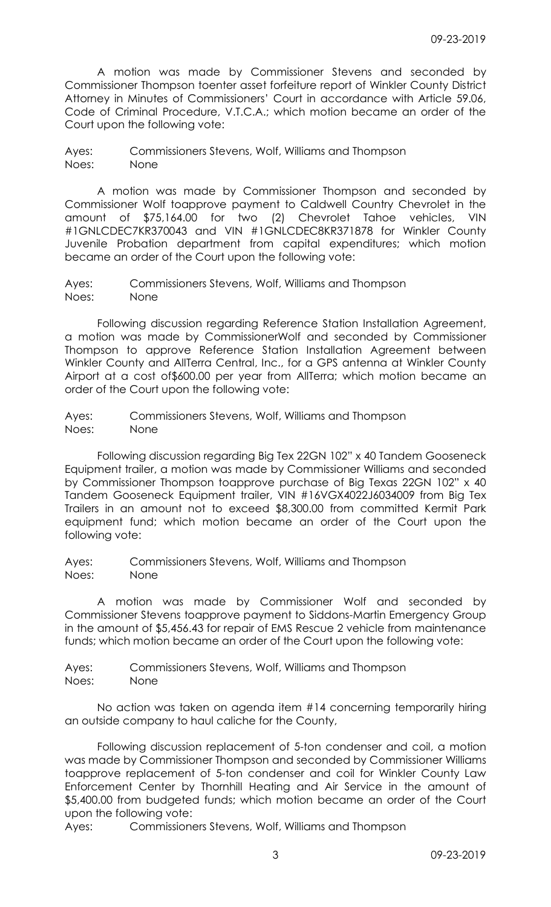A motion was made by Commissioner Stevens and seconded by Commissioner Thompson toenter asset forfeiture report of Winkler County District Attorney in Minutes of Commissioners' Court in accordance with Article 59.06, Code of Criminal Procedure, V.T.C.A.; which motion became an order of the Court upon the following vote:

Ayes: Commissioners Stevens, Wolf, Williams and Thompson
Noes: None

A motion was made by Commissioner Thompson and seconded by Commissioner Wolf toapprove payment to Caldwell Country Chevrolet in the amount of $75,164.00 for two (2) Chevrolet Tahoe vehicles, VIN #1GNLCDEC7KR370043 and VIN #1GNLCDEC8KR371878 for Winkler County Juvenile Probation department from capital expenditures; which motion became an order of the Court upon the following vote:

Ayes: Commissioners Stevens, Wolf, Williams and Thompson
Noes: None

Following discussion regarding Reference Station Installation Agreement, a motion was made by CommissionerWolf and seconded by Commissioner Thompson to approve Reference Station Installation Agreement between Winkler County and AllTerra Central, Inc., for a GPS antenna at Winkler County Airport at a cost of$600.00 per year from AllTerra; which motion became an order of the Court upon the following vote:

Ayes: Commissioners Stevens, Wolf, Williams and Thompson
Noes: None

Following discussion regarding Big Tex 22GN 102" x 40 Tandem Gooseneck Equipment trailer, a motion was made by Commissioner Williams and seconded by Commissioner Thompson toapprove purchase of Big Texas 22GN 102" x 40 Tandem Gooseneck Equipment trailer, VIN #16VGX4022J6034009 from Big Tex Trailers in an amount not to exceed $8,300.00 from committed Kermit Park equipment fund; which motion became an order of the Court upon the following vote:

Ayes: Commissioners Stevens, Wolf, Williams and Thompson
Noes: None

A motion was made by Commissioner Wolf and seconded by Commissioner Stevens toapprove payment to Siddons-Martin Emergency Group in the amount of $5,456.43 for repair of EMS Rescue 2 vehicle from maintenance funds; which motion became an order of the Court upon the following vote:

Ayes: Commissioners Stevens, Wolf, Williams and Thompson
Noes: None

No action was taken on agenda item #14 concerning temporarily hiring an outside company to haul caliche for the County,

Following discussion replacement of 5-ton condenser and coil, a motion was made by Commissioner Thompson and seconded by Commissioner Williams toapprove replacement of 5-ton condenser and coil for Winkler County Law Enforcement Center by Thornhill Heating and Air Service in the amount of $5,400.00 from budgeted funds; which motion became an order of the Court upon the following vote:

Ayes: Commissioners Stevens, Wolf, Williams and Thompson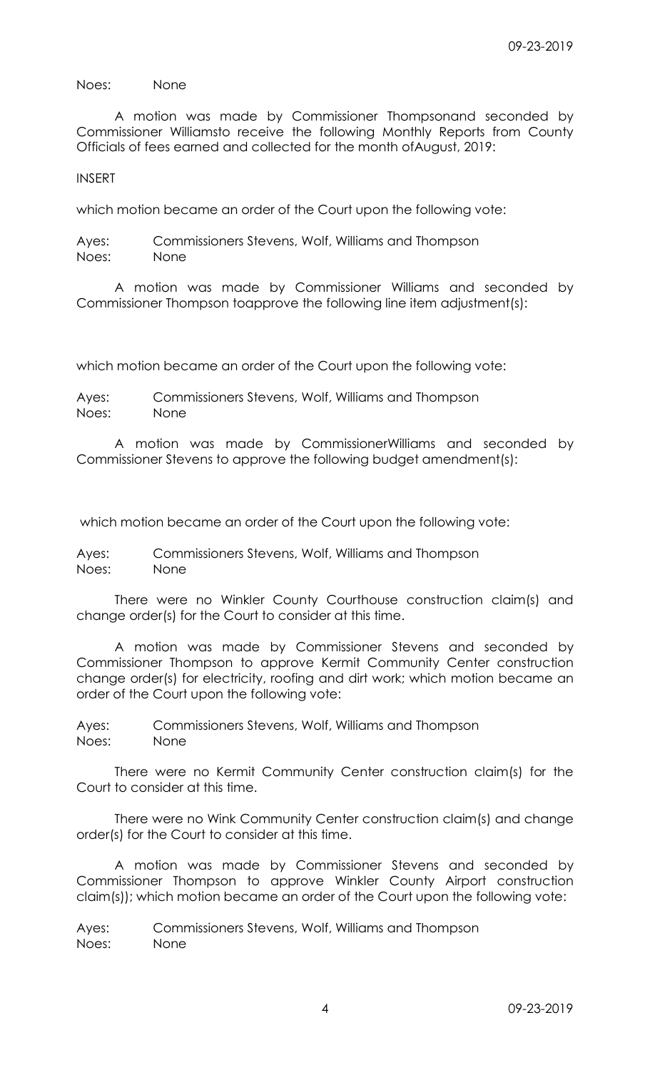Noes: None

A motion was made by Commissioner Thompsonand seconded by Commissioner Williamsto receive the following Monthly Reports from County Officials of fees earned and collected for the month ofAugust, 2019:

INSERT

which motion became an order of the Court upon the following vote:

Ayes: Commissioners Stevens, Wolf, Williams and Thompson
Noes: None

A motion was made by Commissioner Williams and seconded by Commissioner Thompson toapprove the following line item adjustment(s):

which motion became an order of the Court upon the following vote:

Ayes: Commissioners Stevens, Wolf, Williams and Thompson
Noes: None

A motion was made by CommissionerWilliams and seconded by Commissioner Stevens to approve the following budget amendment(s):

which motion became an order of the Court upon the following vote:

Ayes: Commissioners Stevens, Wolf, Williams and Thompson
Noes: None

There were no Winkler County Courthouse construction claim(s) and change order(s) for the Court to consider at this time.

A motion was made by Commissioner Stevens and seconded by Commissioner Thompson to approve Kermit Community Center construction change order(s) for electricity, roofing and dirt work; which motion became an order of the Court upon the following vote:

Ayes: Commissioners Stevens, Wolf, Williams and Thompson
Noes: None

There were no Kermit Community Center construction claim(s) for the Court to consider at this time.

There were no Wink Community Center construction claim(s) and change order(s) for the Court to consider at this time.

A motion was made by Commissioner Stevens and seconded by Commissioner Thompson to approve Winkler County Airport construction claim(s)); which motion became an order of the Court upon the following vote:

Ayes: Commissioners Stevens, Wolf, Williams and Thompson
Noes: None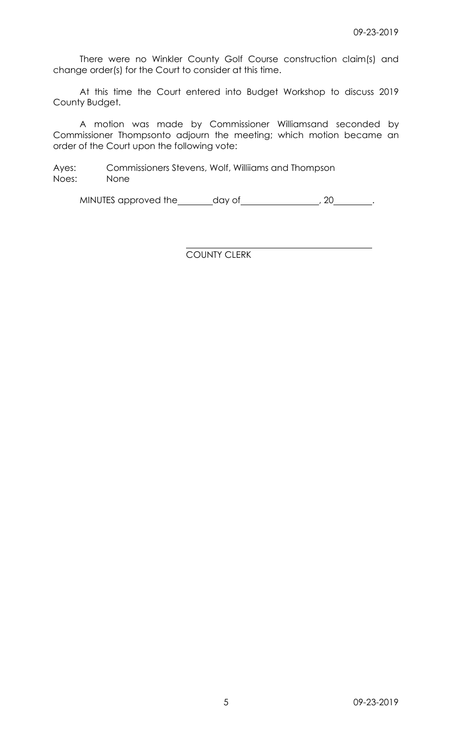There were no Winkler County Golf Course construction claim(s) and change order(s) for the Court to consider at this time.

At this time the Court entered into Budget Workshop to discuss 2019 County Budget.

A motion was made by Commissioner Williamsand seconded by Commissioner Thompsonto adjourn the meeting; which motion became an order of the Court upon the following vote:

Ayes: Commissioners Stevens, Wolf, Williiams and Thompson
Noes: None

MINUTES approved the _______ day of ________________, 20________.

_______________________________________
COUNTY CLERK